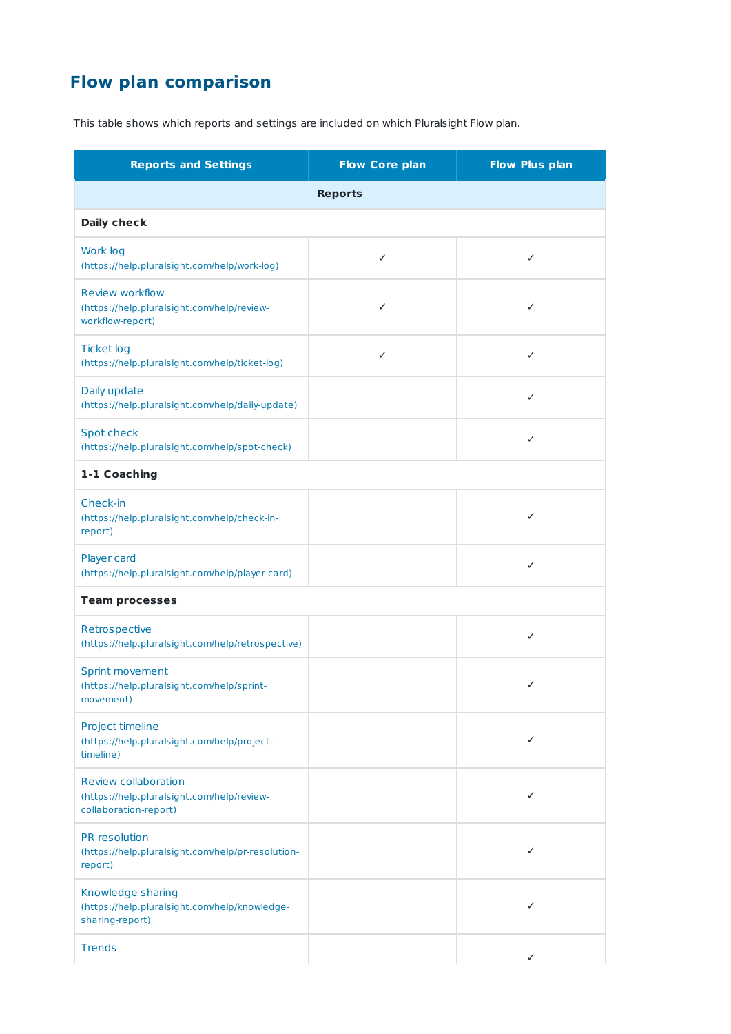# Flow plan comparison

This table shows which reports and settings are included on which Pluralsight Flow plan.

| Reports and Settings | Flow Core plan | Flow Plus plan |
|---|---|---|
| **Reports** | | |
| **Daily check** | | |
| Work log (https://help.pluralsight.com/help/work-log) | ✓ | ✓ |
| Review workflow (https://help.pluralsight.com/help/review-workflow-report) | ✓ | ✓ |
| Ticket log (https://help.pluralsight.com/help/ticket-log) | ✓ | ✓ |
| Daily update (https://help.pluralsight.com/help/daily-update) | | ✓ |
| Spot check (https://help.pluralsight.com/help/spot-check) | | ✓ |
| **1-1 Coaching** | | |
| Check-in (https://help.pluralsight.com/help/check-in-report) | | ✓ |
| Player card (https://help.pluralsight.com/help/player-card) | | ✓ |
| **Team processes** | | |
| Retrospective (https://help.pluralsight.com/help/retrospective) | | ✓ |
| Sprint movement (https://help.pluralsight.com/help/sprint-movement) | | ✓ |
| Project timeline (https://help.pluralsight.com/help/project-timeline) | | ✓ |
| Review collaboration (https://help.pluralsight.com/help/review-collaboration-report) | | ✓ |
| PR resolution (https://help.pluralsight.com/help/pr-resolution-report) | | ✓ |
| Knowledge sharing (https://help.pluralsight.com/help/knowledge-sharing-report) | | ✓ |
| Trends | | ✓ |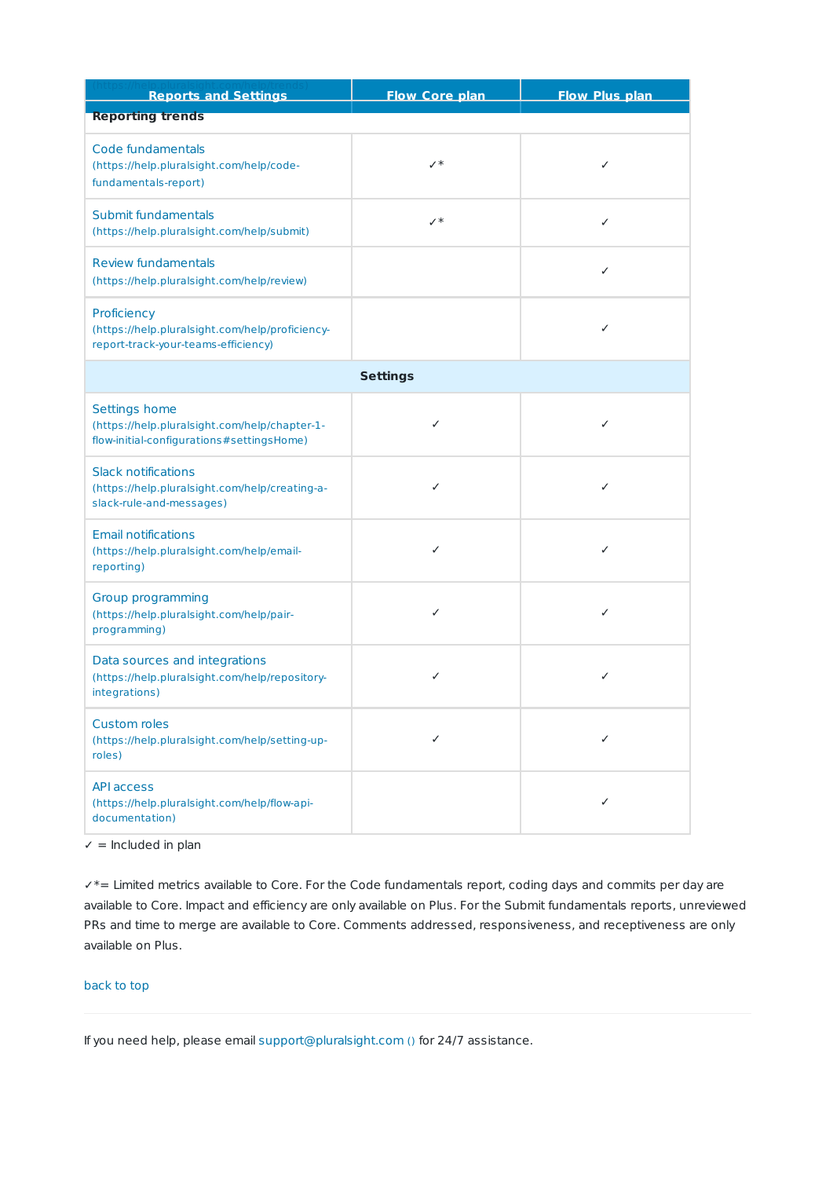| Reports and Settings | Flow Core plan | Flow Plus plan |
|---|---|---|
| **Reporting trends** (https://help.pluralsight.com/help/trends) | | |
| Code fundamentals (https://help.pluralsight.com/help/code-fundamentals-report) | ✓* | ✓ |
| Submit fundamentals (https://help.pluralsight.com/help/submit) | ✓* | ✓ |
| Review fundamentals (https://help.pluralsight.com/help/review) | | ✓ |
| Proficiency (https://help.pluralsight.com/help/proficiency-report-track-your-teams-efficiency) | | ✓ |
| **Settings** | | |
| Settings home (https://help.pluralsight.com/help/chapter-1-flow-initial-configurations#settingsHome) | ✓ | ✓ |
| Slack notifications (https://help.pluralsight.com/help/creating-a-slack-rule-and-messages) | ✓ | ✓ |
| Email notifications (https://help.pluralsight.com/help/email-reporting) | ✓ | ✓ |
| Group programming (https://help.pluralsight.com/help/pair-programming) | ✓ | ✓ |
| Data sources and integrations (https://help.pluralsight.com/help/repository-integrations) | ✓ | ✓ |
| Custom roles (https://help.pluralsight.com/help/setting-up-roles) | ✓ | ✓ |
| API access (https://help.pluralsight.com/help/flow-api-documentation) | | ✓ |

✓ = Included in plan

✓*= Limited metrics available to Core. For the Code fundamentals report, coding days and commits per day are available to Core. Impact and efficiency are only available on Plus. For the Submit fundamentals reports, unreviewed PRs and time to merge are available to Core. Comments addressed, responsiveness, and receptiveness are only available on Plus.

back to top

---

If you need help, please email support@pluralsight.com () for 24/7 assistance.